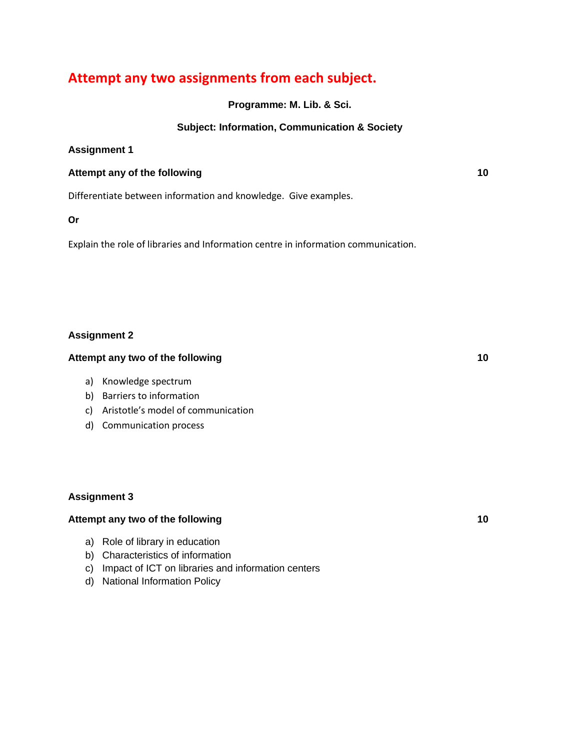# Attempt any two assignments from each subject.

**Programme: M. Lib. & Sci.**

**Subject: Information, Communication & Society**

**Assignment 1**

**Attempt any of the following** **10**

Differentiate between information and knowledge. Give examples.

**Or**

Explain the role of libraries and Information centre in information communication.

**Assignment 2**

**Attempt any two of the following** **10**

a) Knowledge spectrum
b) Barriers to information
c) Aristotle's model of communication
d) Communication process

**Assignment 3**

**Attempt any two of the following** **10**

a) Role of library in education
b) Characteristics of information
c) Impact of ICT on libraries and information centers
d) National Information Policy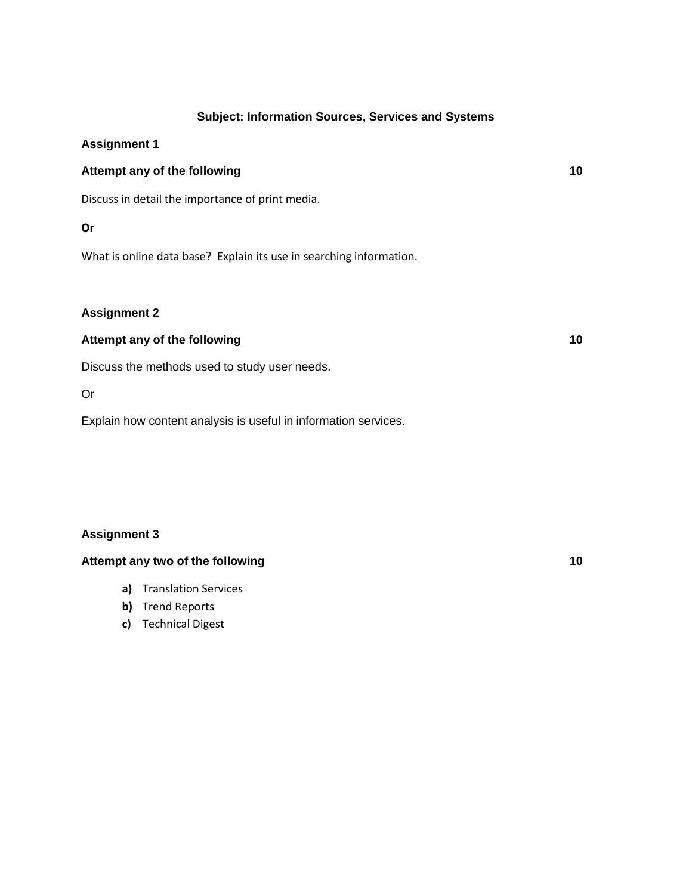## Subject: Information Sources, Services and Systems

### Assignment 1

**Attempt any of the following** **10**

Discuss in detail the importance of print media.

**Or**

What is online data base?  Explain its use in searching information.

### Assignment 2

**Attempt any of the following** **10**

Discuss the methods used to study user needs.

Or

Explain how content analysis is useful in information services.

### Assignment 3

**Attempt any two of the following** **10**

- **a)** Translation Services
- **b)** Trend Reports
- **c)** Technical Digest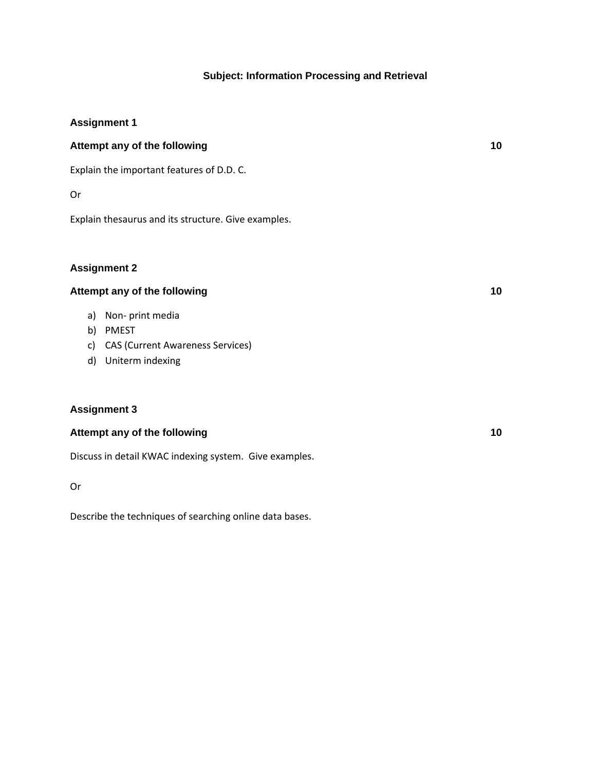# Subject: Information Processing and Retrieval

## Assignment 1

**Attempt any of the following** **10**

Explain the important features of D.D. C.

Or

Explain thesaurus and its structure. Give examples.

## Assignment 2

**Attempt any of the following** **10**

a) Non- print media
b) PMEST
c) CAS (Current Awareness Services)
d) Uniterm indexing

## Assignment 3

**Attempt any of the following** **10**

Discuss in detail KWAC indexing system. Give examples.

Or

Describe the techniques of searching online data bases.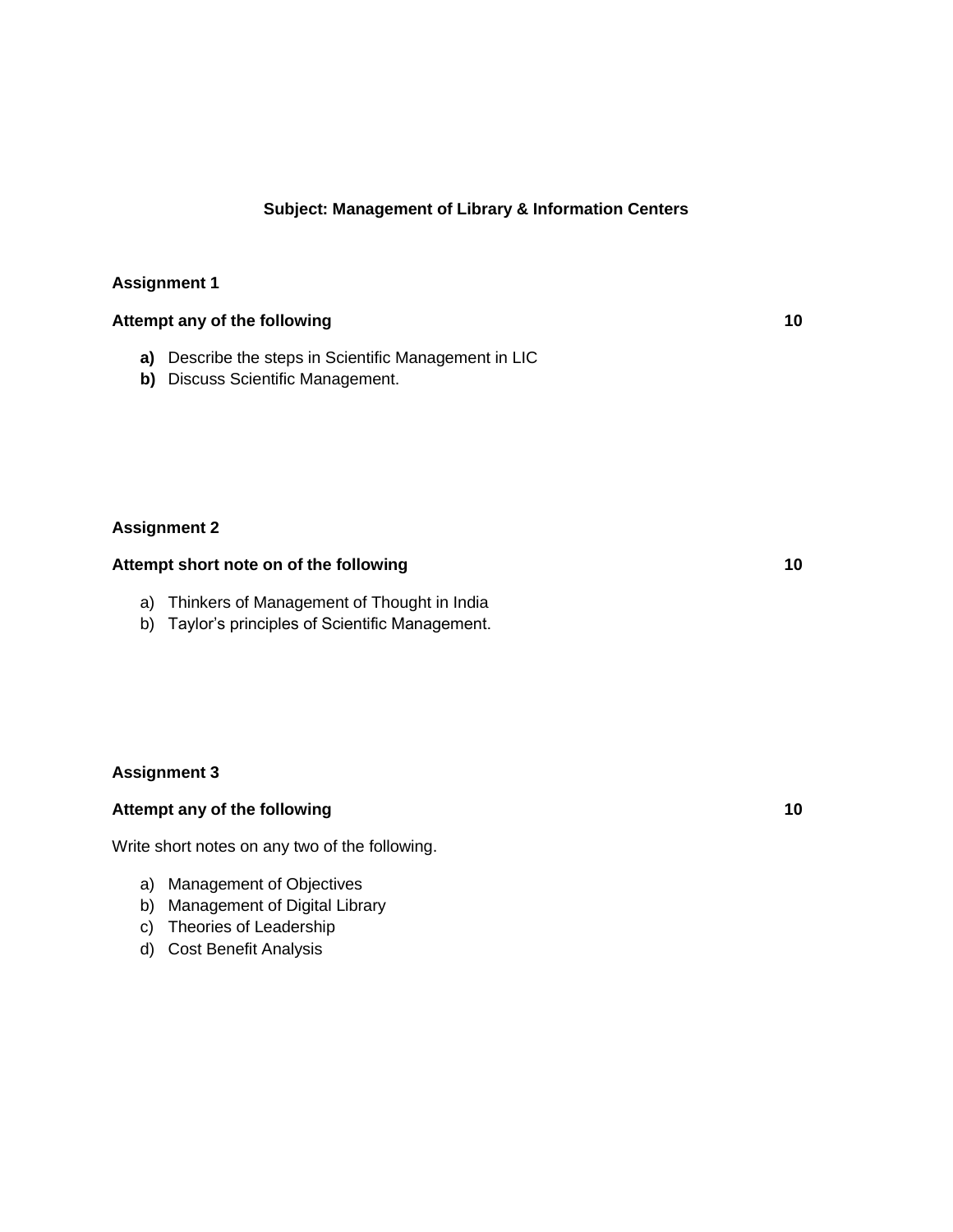**Subject: Management of Library & Information Centers**

**Assignment 1**

**Attempt any of the following** **10**

- **a)** Describe the steps in Scientific Management in LIC
- **b)** Discuss Scientific Management.

**Assignment 2**

**Attempt short note on of the following** **10**

- a) Thinkers of Management of Thought in India
- b) Taylor's principles of Scientific Management.

**Assignment 3**

**Attempt any of the following** **10**

Write short notes on any two of the following.

- a) Management of Objectives
- b) Management of Digital Library
- c) Theories of Leadership
- d) Cost Benefit Analysis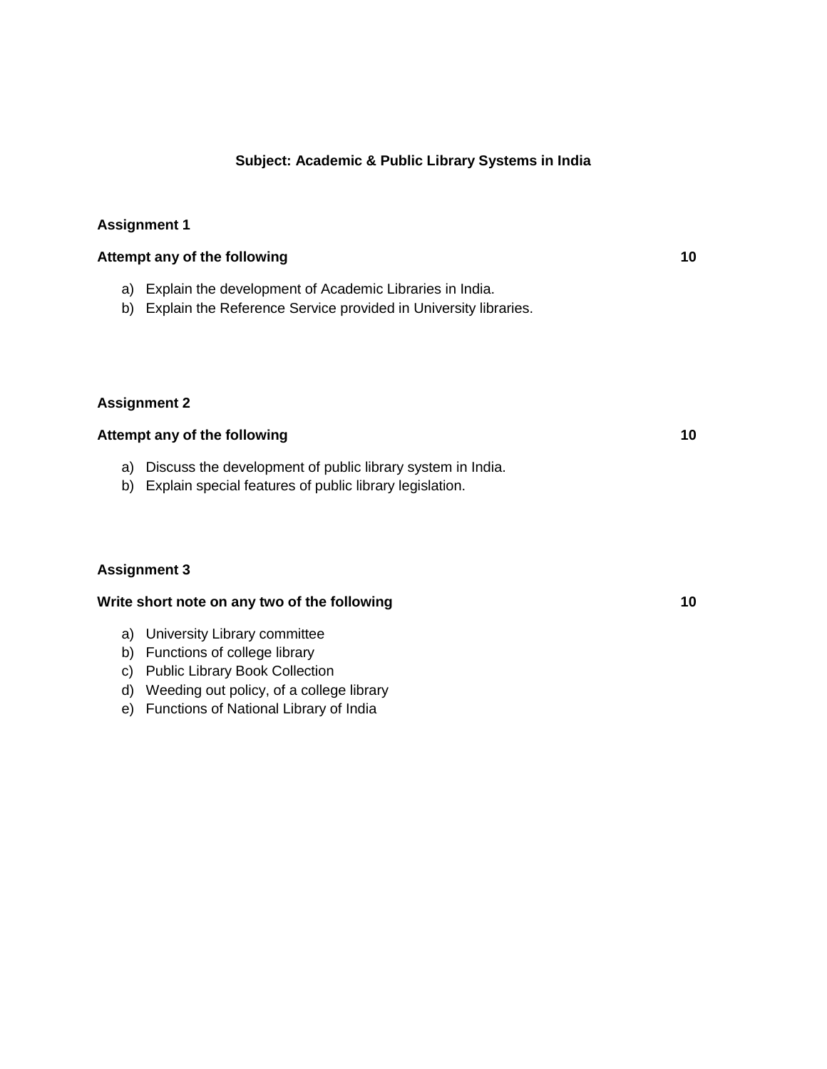**Subject: Academic & Public Library Systems in India**

**Assignment 1**

**Attempt any of the following** **10**

a) Explain the development of Academic Libraries in India.
b) Explain the Reference Service provided in University libraries.

**Assignment 2**

**Attempt any of the following** **10**

a) Discuss the development of public library system in India.
b) Explain special features of public library legislation.

**Assignment 3**

**Write short note on any two of the following** **10**

a) University Library committee
b) Functions of college library
c) Public Library Book Collection
d) Weeding out policy, of a college library
e) Functions of National Library of India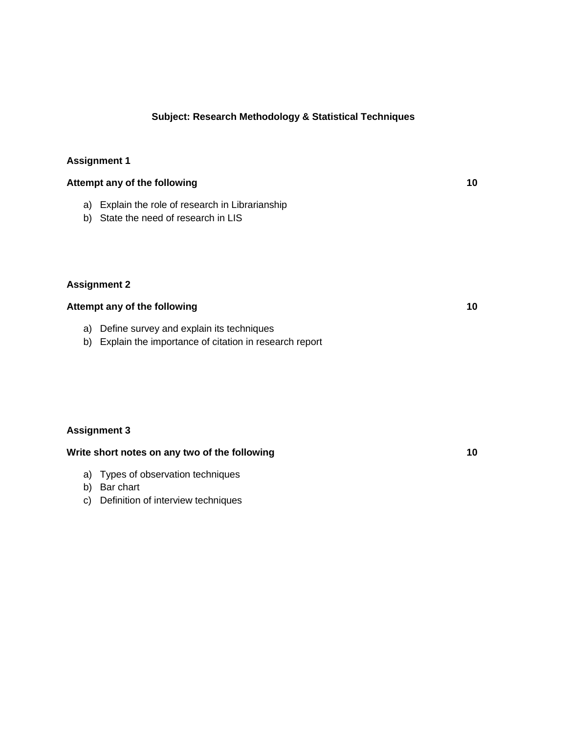**Subject: Research Methodology & Statistical Techniques**

**Assignment 1**

**Attempt any of the following** **10**

a) Explain the role of research in Librarianship
b) State the need of research in LIS

**Assignment 2**

**Attempt any of the following** **10**

a) Define survey and explain its techniques
b) Explain the importance of citation in research report

**Assignment 3**

**Write short notes on any two of the following** **10**

a) Types of observation techniques
b) Bar chart
c) Definition of interview techniques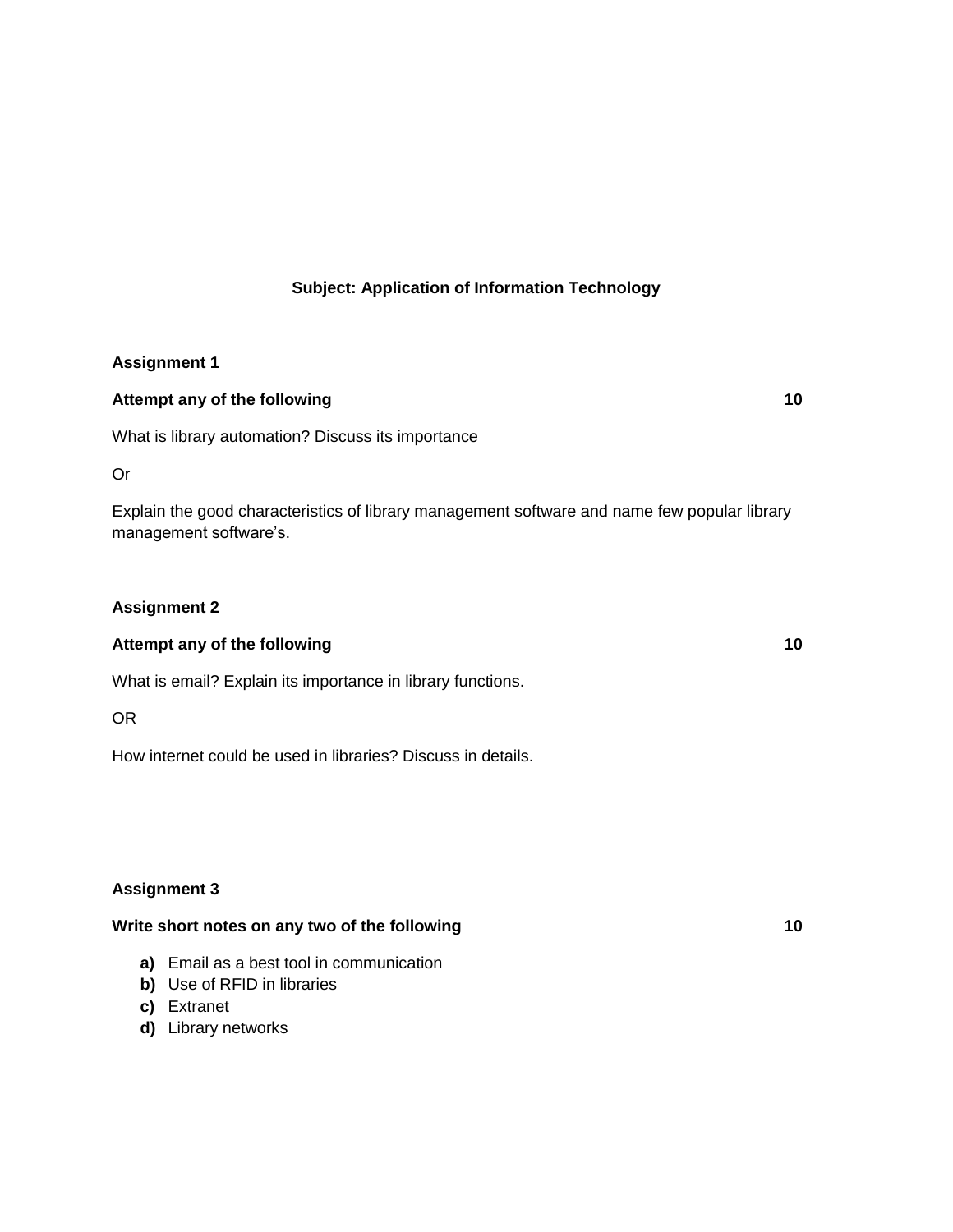**Subject: Application of Information Technology**

**Assignment 1**

**Attempt any of the following** **10**

What is library automation? Discuss its importance

Or

Explain the good characteristics of library management software and name few popular library management software's.

**Assignment 2**

**Attempt any of the following** **10**

What is email? Explain its importance in library functions.

OR

How internet could be used in libraries? Discuss in details.

**Assignment 3**

**Write short notes on any two of the following** **10**

**a)** Email as a best tool in communication
**b)** Use of RFID in libraries
**c)** Extranet
**d)** Library networks